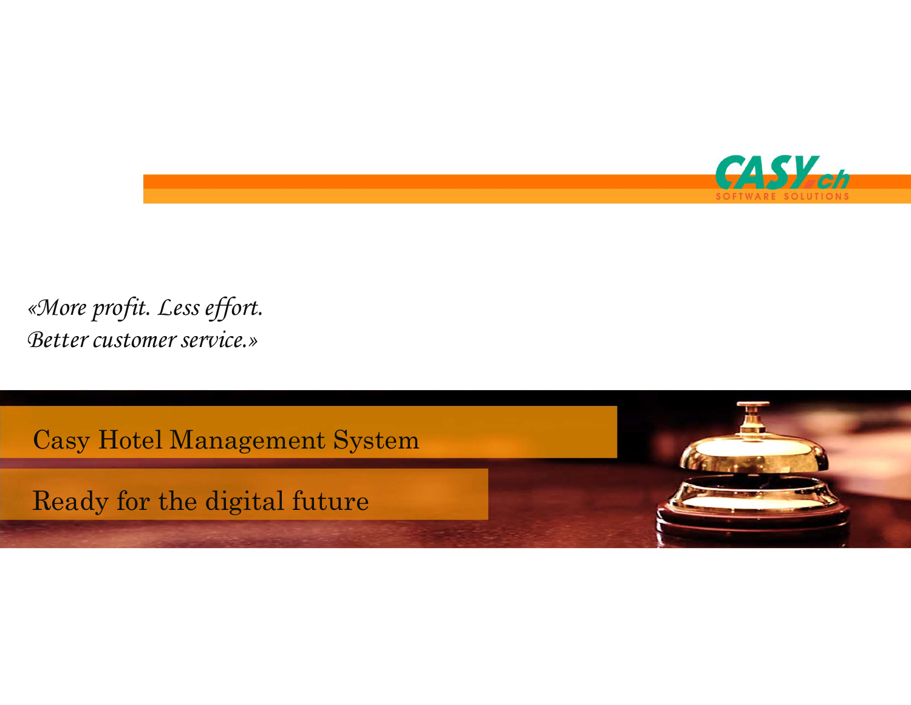CASY.ch
SOFTWARE SOLUTIONS

*«More profit. Less effort.*
*Better customer service.»*

# Casy Hotel Management System

## Ready for the digital future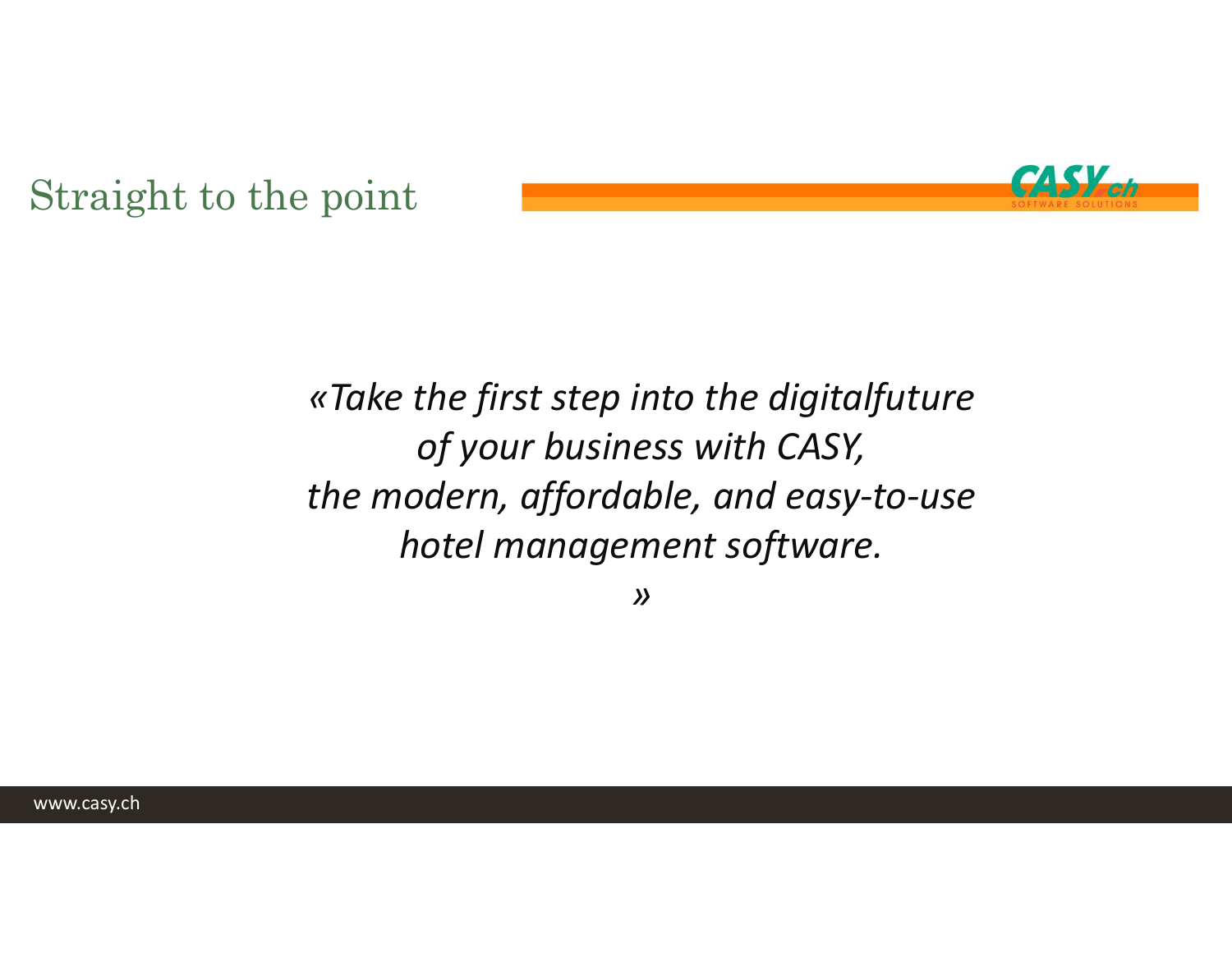# Straight to the point

*«Take the first step into the digitalfuture*
*of your business with CASY,*
*the modern, affordable, and easy-to-use*
*hotel management software.*
*»*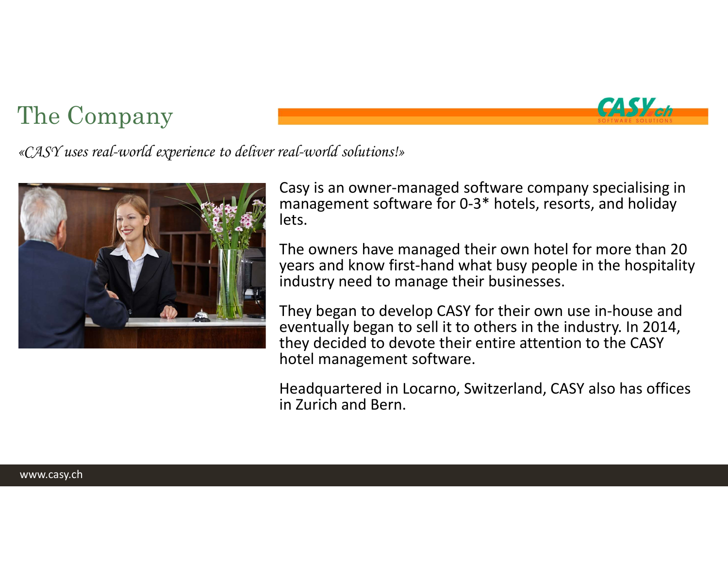# The Company

*«CASY uses real-world experience to deliver real-world solutions!»*

Casy is an owner-managed software company specialising in management software for 0-3* hotels, resorts, and holiday lets.

The owners have managed their own hotel for more than 20 years and know first-hand what busy people in the hospitality industry need to manage their businesses.

They began to develop CASY for their own use in-house and eventually began to sell it to others in the industry. In 2014, they decided to devote their entire attention to the CASY hotel management software.

Headquartered in Locarno, Switzerland, CASY also has offices in Zurich and Bern.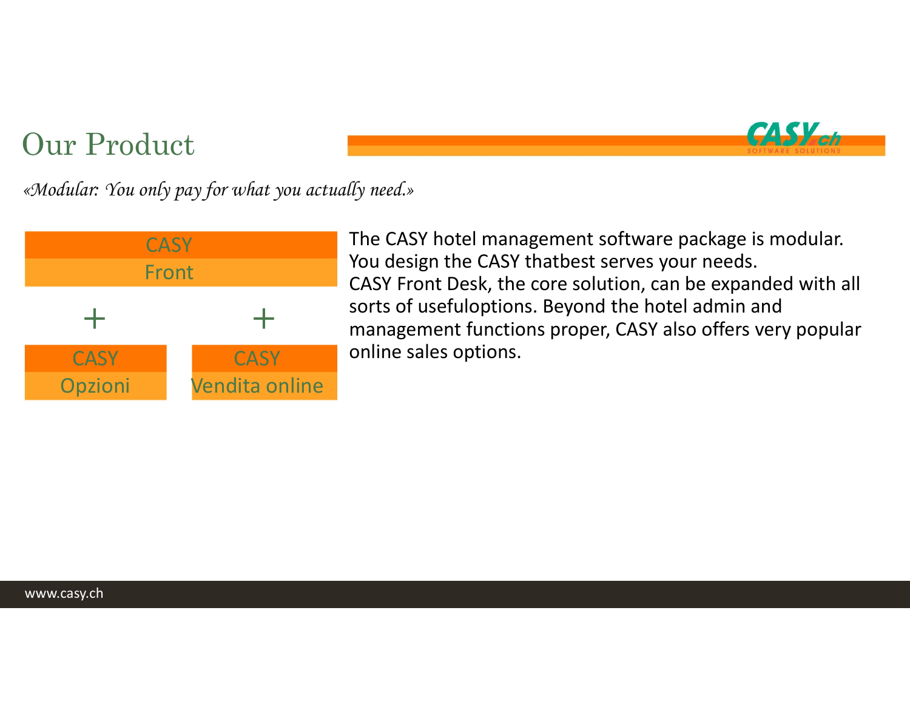# Our Product

*«Modular: You only pay for what you actually need.»*

CASY Front

\+

CASY Opzioni

\+

CASY Vendita online

The CASY hotel management software package is modular. You design the CASY thatbest serves your needs. CASY Front Desk, the core solution, can be expanded with all sorts of usefuloptions. Beyond the hotel admin and management functions proper, CASY also offers very popular online sales options.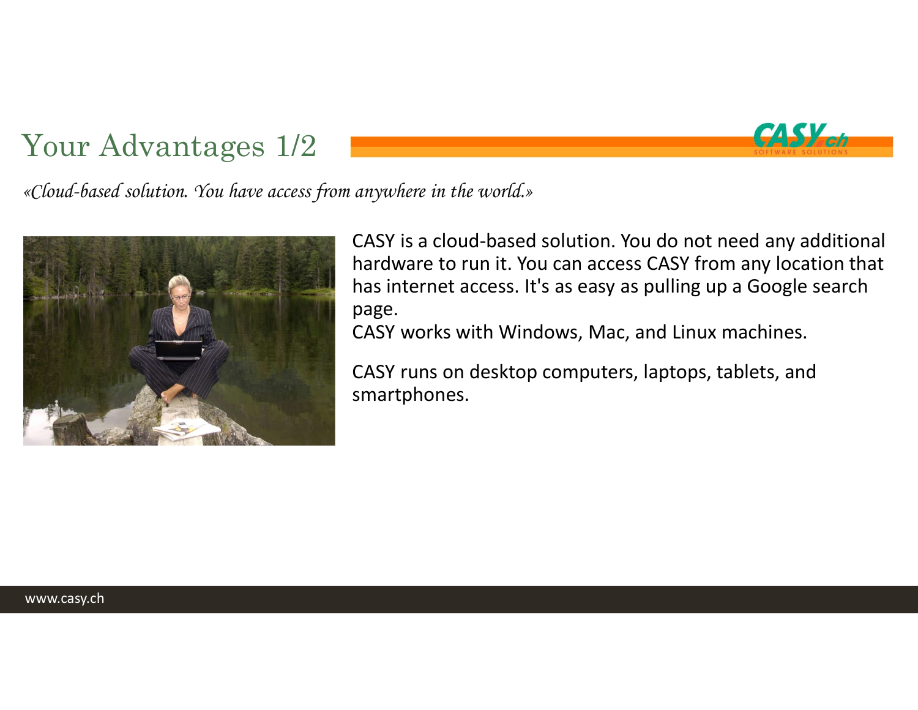# Your Advantages 1/2

*«Cloud-based solution. You have access from anywhere in the world.»*

CASY is a cloud-based solution. You do not need any additional hardware to run it. You can access CASY from any location that has internet access. It's as easy as pulling up a Google search page.
CASY works with Windows, Mac, and Linux machines.

CASY runs on desktop computers, laptops, tablets, and smartphones.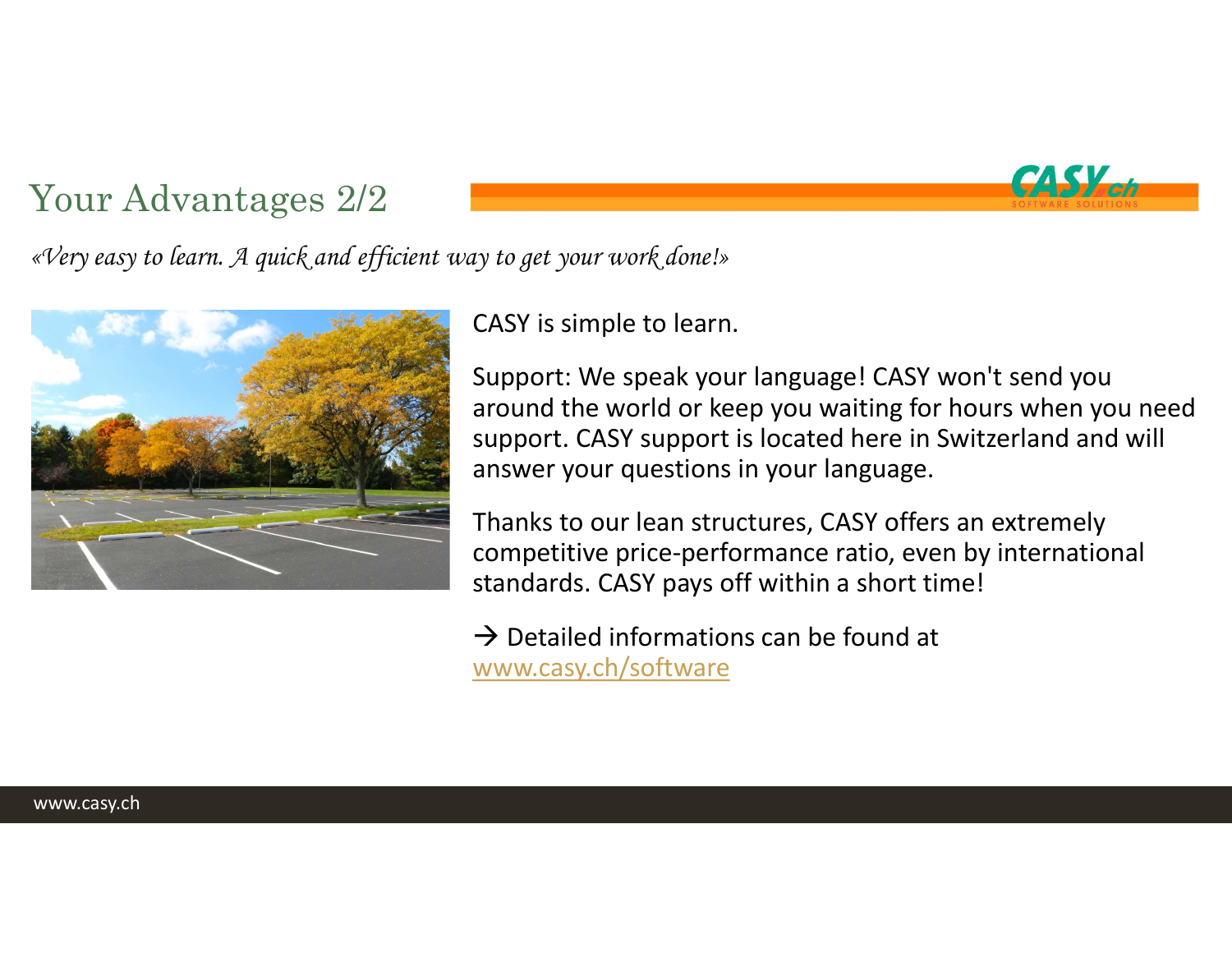# Your Advantages 2/2

*«Very easy to learn. A quick and efficient way to get your work done!»*

CASY is simple to learn.

Support: We speak your language! CASY won't send you around the world or keep you waiting for hours when you need support. CASY support is located here in Switzerland and will answer your questions in your language.

Thanks to our lean structures, CASY offers an extremely competitive price-performance ratio, even by international standards. CASY pays off within a short time!

→ Detailed informations can be found at [www.casy.ch/software](http://www.casy.ch/software)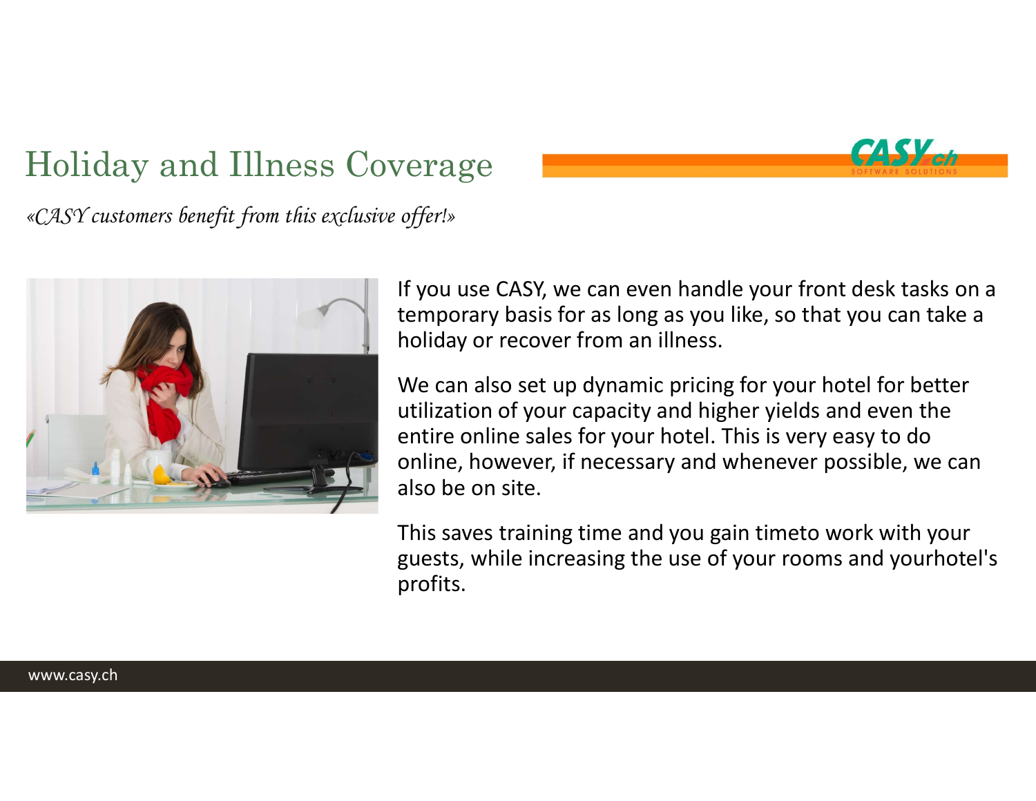# Holiday and Illness Coverage

*«CASY customers benefit from this exclusive offer!»*

If you use CASY, we can even handle your front desk tasks on a temporary basis for as long as you like, so that you can take a holiday or recover from an illness.

We can also set up dynamic pricing for your hotel for better utilization of your capacity and higher yields and even the entire online sales for your hotel. This is very easy to do online, however, if necessary and whenever possible, we can also be on site.

This saves training time and you gain timeto work with your guests, while increasing the use of your rooms and yourhotel's profits.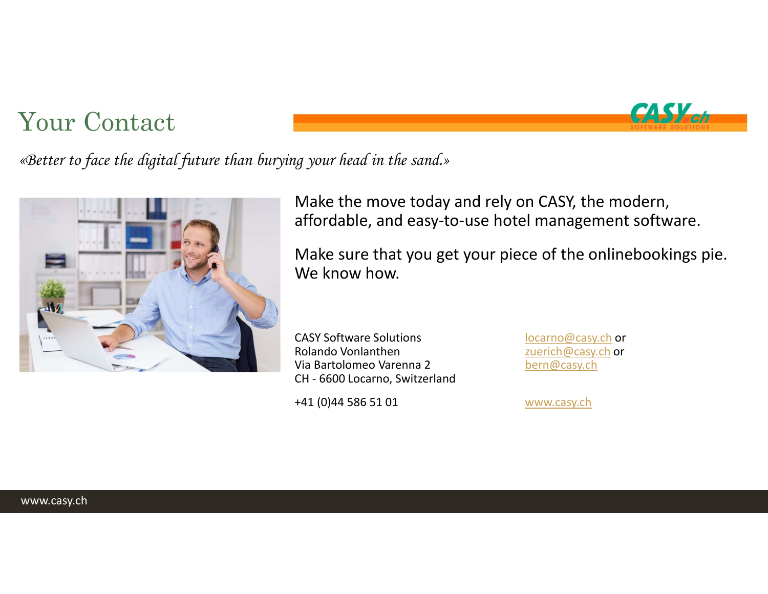# Your Contact

*«Better to face the digital future than burying your head in the sand.»*

Make the move today and rely on CASY, the modern, affordable, and easy-to-use hotel management software.

Make sure that you get your piece of the onlinebookings pie. We know how.

CASY Software Solutions
Rolando Vonlanthen
Via Bartolomeo Varenna 2
CH - 6600 Locarno, Switzerland

+41 (0)44 586 51 01

locarno@casy.ch or
zuerich@casy.ch or
bern@casy.ch

www.casy.ch